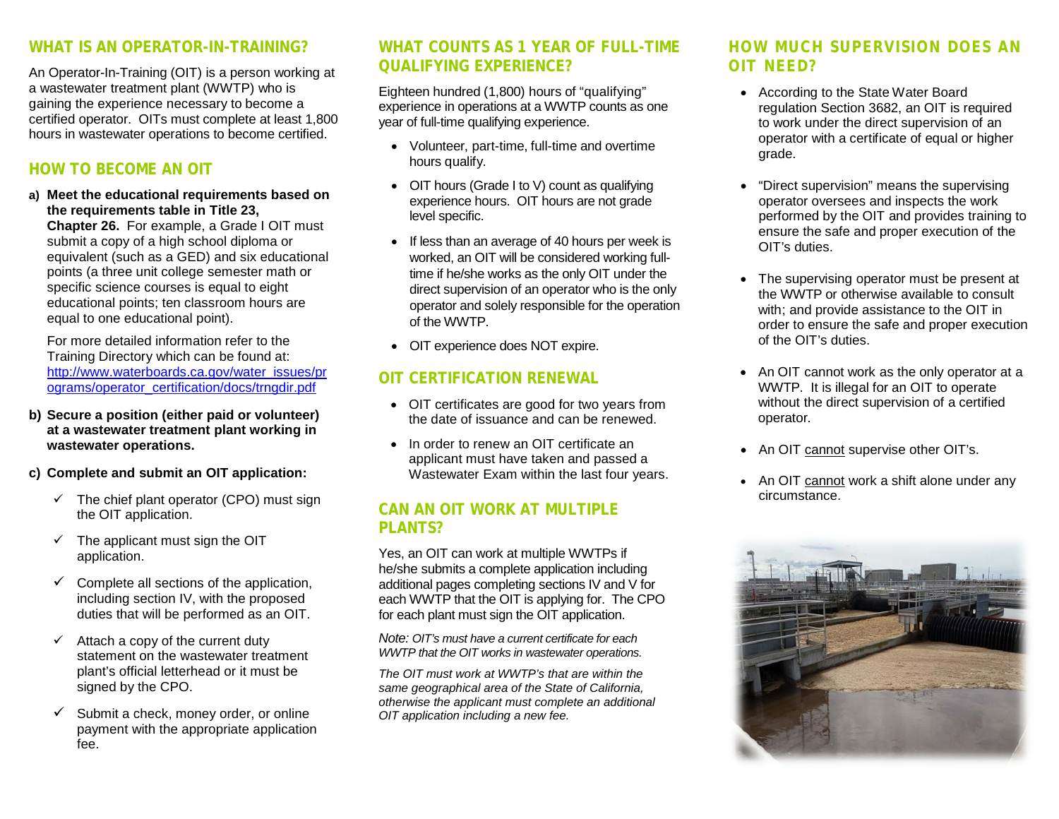## WHAT IS AN OPERATOR-IN-TRAINING?

An Operator-In-Training (OIT) is a person working at a wastewater treatment plant (WWTP) who is gaining the experience necessary to become a certified operator. OITs must complete at least 1,800 hours in wastewater operations to become certified.

## HOW TO BECOME AN OIT

**a) Meet the educational requirements based on the requirements table in Title 23, Chapter 26.** For example, a Grade I OIT must submit a copy of a high school diploma or equivalent (such as a GED) and six educational points (a three unit college semester math or specific science courses is equal to eight educational points; ten classroom hours are equal to one educational point).

For more detailed information refer to the Training Directory which can be found at: [http://www.waterboards.ca.gov/water_issues/programs/operator_certification/docs/trngdir.pdf](http://www.waterboards.ca.gov/water_issues/programs/operator_certification/docs/trngdir.pdf)

**b) Secure a position (either paid or volunteer) at a wastewater treatment plant working in wastewater operations.**

**c) Complete and submit an OIT application:**

- ✓ The chief plant operator (CPO) must sign the OIT application.
- ✓ The applicant must sign the OIT application.
- ✓ Complete all sections of the application, including section IV, with the proposed duties that will be performed as an OIT.
- ✓ Attach a copy of the current duty statement on the wastewater treatment plant's official letterhead or it must be signed by the CPO.
- ✓ Submit a check, money order, or online payment with the appropriate application fee.

## WHAT COUNTS AS 1 YEAR OF FULL-TIME QUALIFYING EXPERIENCE?

Eighteen hundred (1,800) hours of "qualifying" experience in operations at a WWTP counts as one year of full-time qualifying experience.

- Volunteer, part-time, full-time and overtime hours qualify.
- OIT hours (Grade I to V) count as qualifying experience hours. OIT hours are not grade level specific.
- If less than an average of 40 hours per week is worked, an OIT will be considered working full-time if he/she works as the only OIT under the direct supervision of an operator who is the only operator and solely responsible for the operation of the WWTP.
- OIT experience does NOT expire.

## OIT CERTIFICATION RENEWAL

- OIT certificates are good for two years from the date of issuance and can be renewed.
- In order to renew an OIT certificate an applicant must have taken and passed a Wastewater Exam within the last four years.

## CAN AN OIT WORK AT MULTIPLE PLANTS?

Yes, an OIT can work at multiple WWTPs if he/she submits a complete application including additional pages completing sections IV and V for each WWTP that the OIT is applying for. The CPO for each plant must sign the OIT application.

*Note: OIT's must have a current certificate for each WWTP that the OIT works in wastewater operations.*

*The OIT must work at WWTP's that are within the same geographical area of the State of California, otherwise the applicant must complete an additional OIT application including a new fee.*

## HOW MUCH SUPERVISION DOES AN OIT NEED?

- According to the State Water Board regulation Section 3682, an OIT is required to work under the direct supervision of an operator with a certificate of equal or higher grade.
- "Direct supervision" means the supervising operator oversees and inspects the work performed by the OIT and provides training to ensure the safe and proper execution of the OIT's duties.
- The supervising operator must be present at the WWTP or otherwise available to consult with; and provide assistance to the OIT in order to ensure the safe and proper execution of the OIT's duties.
- An OIT cannot work as the only operator at a WWTP. It is illegal for an OIT to operate without the direct supervision of a certified operator.
- An OIT <u>cannot</u> supervise other OIT's.
- An OIT <u>cannot</u> work a shift alone under any circumstance.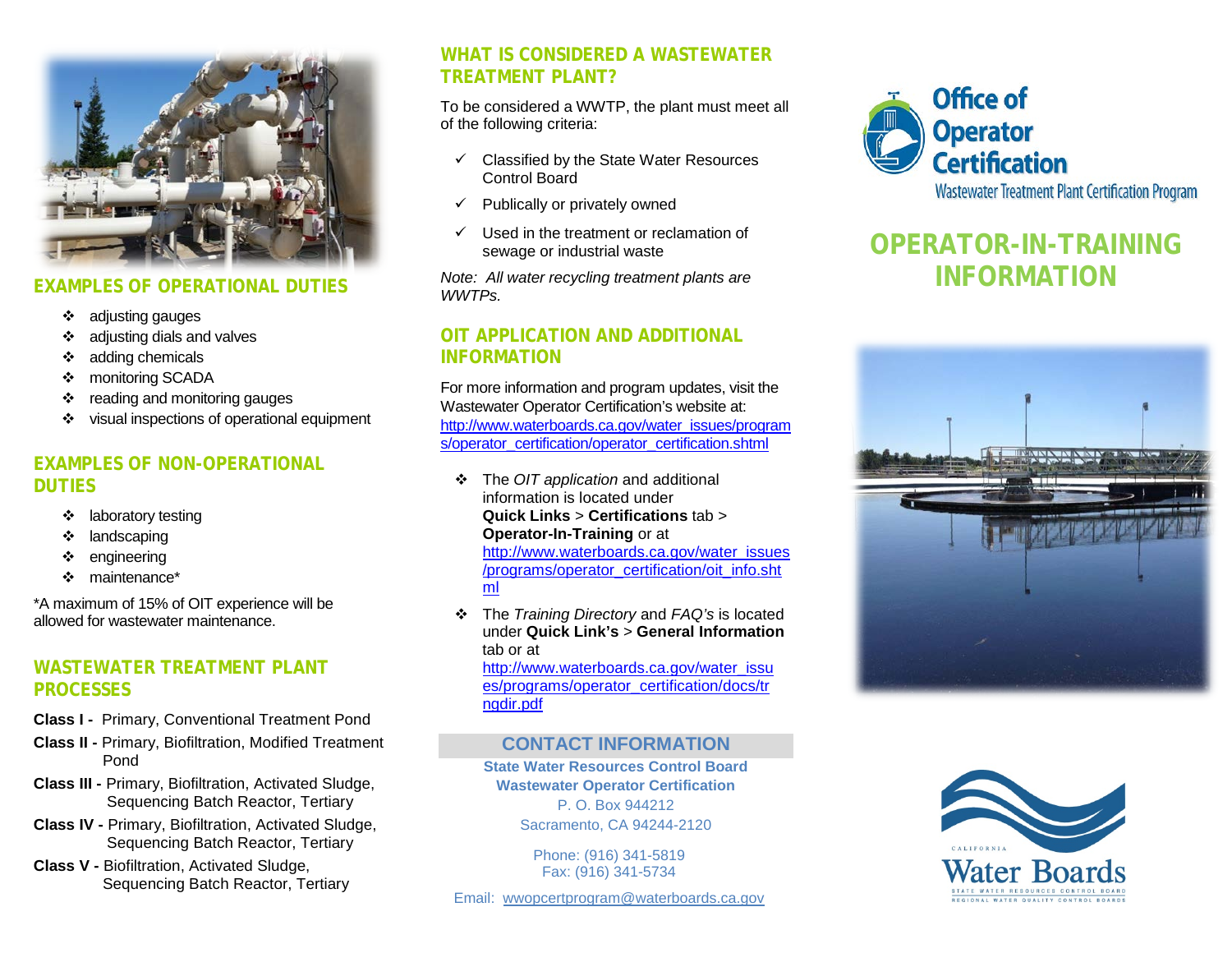## EXAMPLES OF OPERATIONAL DUTIES

- adjusting gauges
- adjusting dials and valves
- adding chemicals
- monitoring SCADA
- reading and monitoring gauges
- visual inspections of operational equipment

## EXAMPLES OF NON-OPERATIONAL DUTIES

- laboratory testing
- landscaping
- engineering
- maintenance*

*A maximum of 15% of OIT experience will be allowed for wastewater maintenance.

## WASTEWATER TREATMENT PLANT PROCESSES

**Class I -** Primary, Conventional Treatment Pond

**Class II -** Primary, Biofiltration, Modified Treatment Pond

**Class III -** Primary, Biofiltration, Activated Sludge, Sequencing Batch Reactor, Tertiary

**Class IV -** Primary, Biofiltration, Activated Sludge, Sequencing Batch Reactor, Tertiary

**Class V -** Biofiltration, Activated Sludge, Sequencing Batch Reactor, Tertiary

## WHAT IS CONSIDERED A WASTEWATER TREATMENT PLANT?

To be considered a WWTP, the plant must meet all of the following criteria:

- ✓ Classified by the State Water Resources Control Board
- ✓ Publically or privately owned
- ✓ Used in the treatment or reclamation of sewage or industrial waste

*Note: All water recycling treatment plants are WWTPs.*

## OIT APPLICATION AND ADDITIONAL INFORMATION

For more information and program updates, visit the Wastewater Operator Certification's website at: http://www.waterboards.ca.gov/water_issues/programs/operator_certification/operator_certification.shtml

- The *OIT application* and additional information is located under **Quick Links** > **Certifications** tab > **Operator-In-Training** or at http://www.waterboards.ca.gov/water_issues/programs/operator_certification/oit_info.shtml
- The *Training Directory* and *FAQ's* is located under **Quick Link's** > **General Information** tab or at http://www.waterboards.ca.gov/water_issues/programs/operator_certification/docs/trngdir.pdf

## CONTACT INFORMATION

**State Water Resources Control Board**
**Wastewater Operator Certification**
P. O. Box 944212
Sacramento, CA 94244-2120

Phone: (916) 341-5819
Fax: (916) 341-5734

Email: wwopcertprogram@waterboards.ca.gov

# Office of Operator Certification

Wastewater Treatment Plant Certification Program

# OPERATOR-IN-TRAINING INFORMATION

CALIFORNIA Water Boards
STATE WATER RESOURCES CONTROL BOARD
REGIONAL WATER QUALITY CONTROL BOARDS